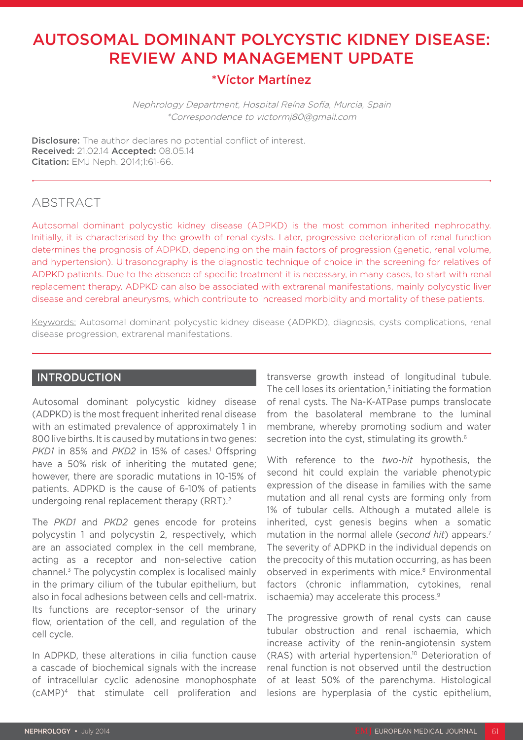# AUTOSOMAL DOMINANT POLYCYSTIC KIDNEY DISEASE: REVIEW AND MANAGEMENT UPDATE

## *Víctor Martínez

*Nephrology Department, Hospital Reina Sofía, Murcia, Spain*
**Correspondence to victormj80@gmail.com*

**Disclosure:** The author declares no potential conflict of interest.
**Received:** 21.02.14 **Accepted:** 08.05.14
**Citation:** EMJ Neph. 2014;1:61-66.

## ABSTRACT

Autosomal dominant polycystic kidney disease (ADPKD) is the most common inherited nephropathy. Initially, it is characterised by the growth of renal cysts. Later, progressive deterioration of renal function determines the prognosis of ADPKD, depending on the main factors of progression (genetic, renal volume, and hypertension). Ultrasonography is the diagnostic technique of choice in the screening for relatives of ADPKD patients. Due to the absence of specific treatment it is necessary, in many cases, to start with renal replacement therapy. ADPKD can also be associated with extrarenal manifestations, mainly polycystic liver disease and cerebral aneurysms, which contribute to increased morbidity and mortality of these patients.

Keywords: Autosomal dominant polycystic kidney disease (ADPKD), diagnosis, cysts complications, renal disease progression, extrarenal manifestations.

## INTRODUCTION

Autosomal dominant polycystic kidney disease (ADPKD) is the most frequent inherited renal disease with an estimated prevalence of approximately 1 in 800 live births. It is caused by mutations in two genes: *PKD1* in 85% and *PKD2* in 15% of cases.[1] Offspring have a 50% risk of inheriting the mutated gene; however, there are sporadic mutations in 10-15% of patients. ADPKD is the cause of 6-10% of patients undergoing renal replacement therapy (RRT).[2]

The *PKD1* and *PKD2* genes encode for proteins polycystin 1 and polycystin 2, respectively, which are an associated complex in the cell membrane, acting as a receptor and non-selective cation channel.[3] The polycystin complex is localised mainly in the primary cilium of the tubular epithelium, but also in focal adhesions between cells and cell-matrix. Its functions are receptor-sensor of the urinary flow, orientation of the cell, and regulation of the cell cycle.

In ADPKD, these alterations in cilia function cause a cascade of biochemical signals with the increase of intracellular cyclic adenosine monophosphate (cAMP)[4] that stimulate cell proliferation and transverse growth instead of longitudinal tubule. The cell loses its orientation,[5] initiating the formation of renal cysts. The Na-K-ATPase pumps translocate from the basolateral membrane to the luminal membrane, whereby promoting sodium and water secretion into the cyst, stimulating its growth.[6]

With reference to the *two-hit* hypothesis, the second hit could explain the variable phenotypic expression of the disease in families with the same mutation and all renal cysts are forming only from 1% of tubular cells. Although a mutated allele is inherited, cyst genesis begins when a somatic mutation in the normal allele (*second hit*) appears.[7] The severity of ADPKD in the individual depends on the precocity of this mutation occurring, as has been observed in experiments with mice.[8] Environmental factors (chronic inflammation, cytokines, renal ischaemia) may accelerate this process.[9]

The progressive growth of renal cysts can cause tubular obstruction and renal ischaemia, which increase activity of the renin-angiotensin system (RAS) with arterial hypertension.[10] Deterioration of renal function is not observed until the destruction of at least 50% of the parenchyma. Histological lesions are hyperplasia of the cystic epithelium,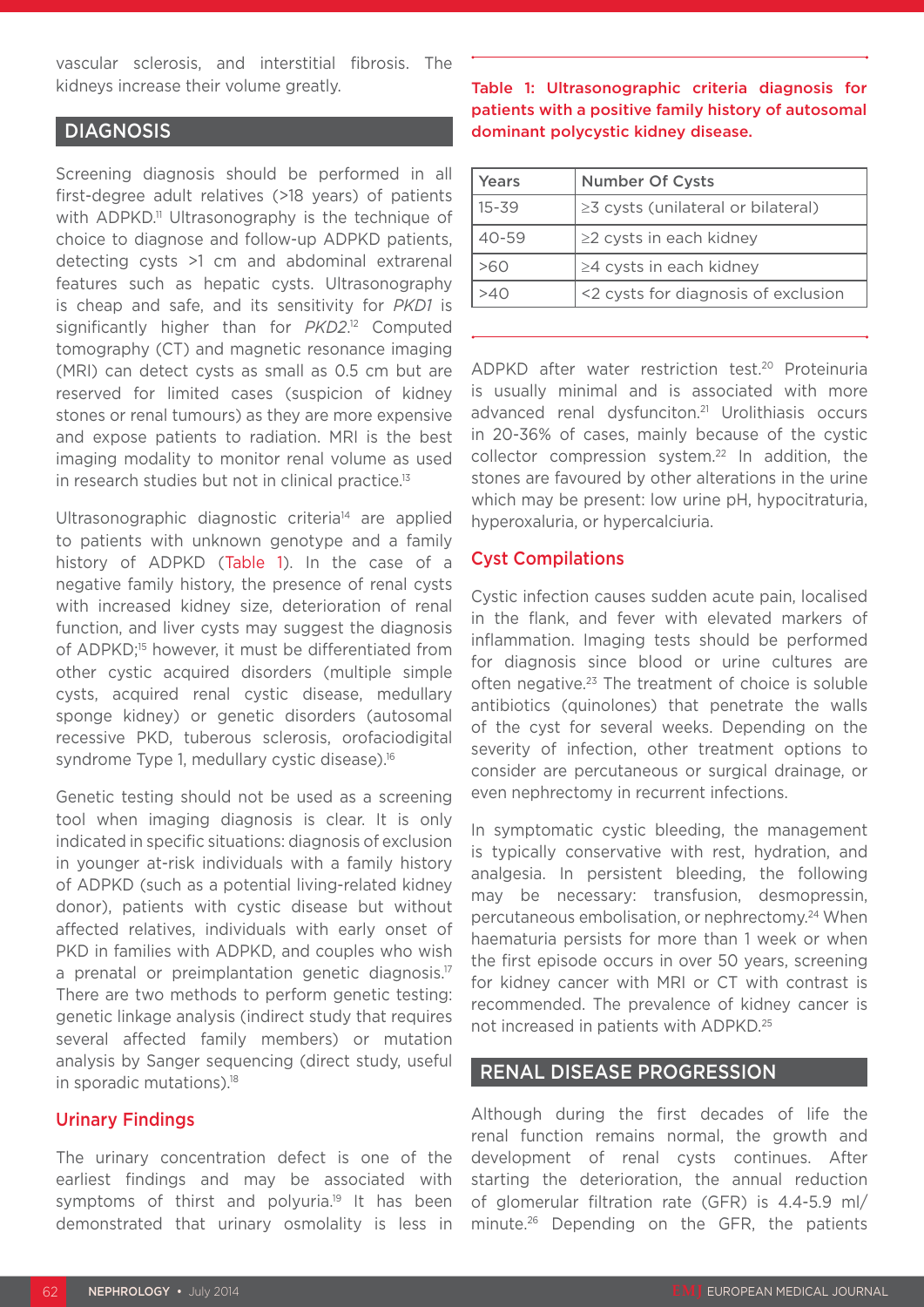vascular sclerosis, and interstitial fibrosis. The kidneys increase their volume greatly.

## DIAGNOSIS

Screening diagnosis should be performed in all first-degree adult relatives (>18 years) of patients with ADPKD.[11] Ultrasonography is the technique of choice to diagnose and follow-up ADPKD patients, detecting cysts >1 cm and abdominal extrarenal features such as hepatic cysts. Ultrasonography is cheap and safe, and its sensitivity for *PKD1* is significantly higher than for *PKD2*.[12] Computed tomography (CT) and magnetic resonance imaging (MRI) can detect cysts as small as 0.5 cm but are reserved for limited cases (suspicion of kidney stones or renal tumours) as they are more expensive and expose patients to radiation. MRI is the best imaging modality to monitor renal volume as used in research studies but not in clinical practice.[13]

Ultrasonographic diagnostic criteria[14] are applied to patients with unknown genotype and a family history of ADPKD (Table 1). In the case of a negative family history, the presence of renal cysts with increased kidney size, deterioration of renal function, and liver cysts may suggest the diagnosis of ADPKD;[15] however, it must be differentiated from other cystic acquired disorders (multiple simple cysts, acquired renal cystic disease, medullary sponge kidney) or genetic disorders (autosomal recessive PKD, tuberous sclerosis, orofaciodigital syndrome Type 1, medullary cystic disease).[16]

Genetic testing should not be used as a screening tool when imaging diagnosis is clear. It is only indicated in specific situations: diagnosis of exclusion in younger at-risk individuals with a family history of ADPKD (such as a potential living-related kidney donor), patients with cystic disease but without affected relatives, individuals with early onset of PKD in families with ADPKD, and couples who wish a prenatal or preimplantation genetic diagnosis.[17] There are two methods to perform genetic testing: genetic linkage analysis (indirect study that requires several affected family members) or mutation analysis by Sanger sequencing (direct study, useful in sporadic mutations).[18]

### Urinary Findings

The urinary concentration defect is one of the earliest findings and may be associated with symptoms of thirst and polyuria.[19] It has been demonstrated that urinary osmolality is less in

**Table 1: Ultrasonographic criteria diagnosis for patients with a positive family history of autosomal dominant polycystic kidney disease.**

| Years | Number Of Cysts |
|---|---|
| 15-39 | ≥3 cysts (unilateral or bilateral) |
| 40-59 | ≥2 cysts in each kidney |
| >60 | ≥4 cysts in each kidney |
| >40 | <2 cysts for diagnosis of exclusion |

ADPKD after water restriction test.[20] Proteinuria is usually minimal and is associated with more advanced renal dysfunciton.[21] Urolithiasis occurs in 20-36% of cases, mainly because of the cystic collector compression system.[22] In addition, the stones are favoured by other alterations in the urine which may be present: low urine pH, hypocitraturia, hyperoxaluria, or hypercalciuria.

### Cyst Compilations

Cystic infection causes sudden acute pain, localised in the flank, and fever with elevated markers of inflammation. Imaging tests should be performed for diagnosis since blood or urine cultures are often negative.[23] The treatment of choice is soluble antibiotics (quinolones) that penetrate the walls of the cyst for several weeks. Depending on the severity of infection, other treatment options to consider are percutaneous or surgical drainage, or even nephrectomy in recurrent infections.

In symptomatic cystic bleeding, the management is typically conservative with rest, hydration, and analgesia. In persistent bleeding, the following may be necessary: transfusion, desmopressin, percutaneous embolisation, or nephrectomy.[24] When haematuria persists for more than 1 week or when the first episode occurs in over 50 years, screening for kidney cancer with MRI or CT with contrast is recommended. The prevalence of kidney cancer is not increased in patients with ADPKD.[25]

## RENAL DISEASE PROGRESSION

Although during the first decades of life the renal function remains normal, the growth and development of renal cysts continues. After starting the deterioration, the annual reduction of glomerular filtration rate (GFR) is 4.4-5.9 ml/minute.[26] Depending on the GFR, the patients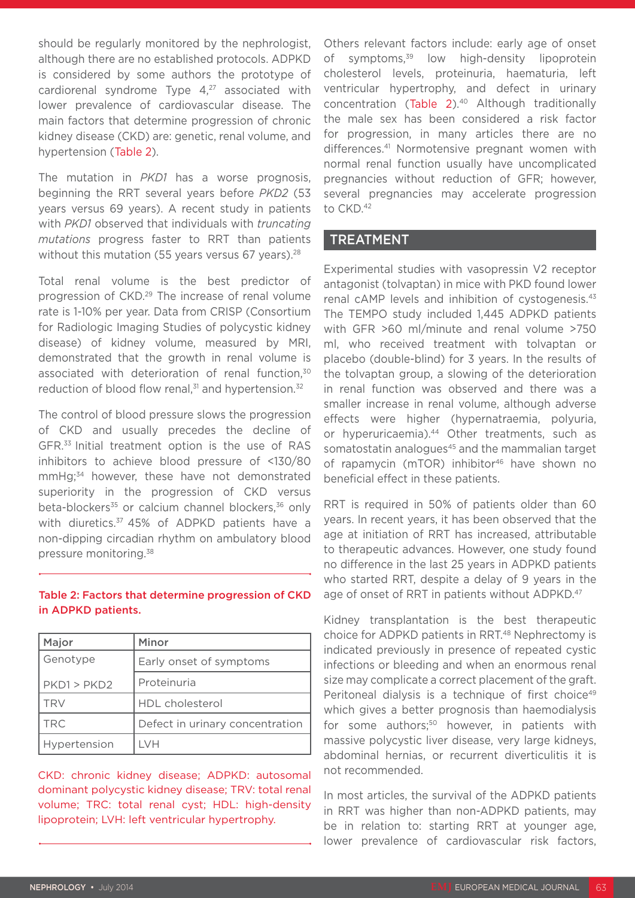should be regularly monitored by the nephrologist, although there are no established protocols. ADPKD is considered by some authors the prototype of cardiorenal syndrome Type 4,[27] associated with lower prevalence of cardiovascular disease. The main factors that determine progression of chronic kidney disease (CKD) are: genetic, renal volume, and hypertension (Table 2).

The mutation in *PKD1* has a worse prognosis, beginning the RRT several years before *PKD2* (53 years versus 69 years). A recent study in patients with *PKD1* observed that individuals with *truncating mutations* progress faster to RRT than patients without this mutation (55 years versus 67 years).[28]

Total renal volume is the best predictor of progression of CKD.[29] The increase of renal volume rate is 1-10% per year. Data from CRISP (Consortium for Radiologic Imaging Studies of polycystic kidney disease) of kidney volume, measured by MRI, demonstrated that the growth in renal volume is associated with deterioration of renal function,[30] reduction of blood flow renal,[31] and hypertension.[32]

The control of blood pressure slows the progression of CKD and usually precedes the decline of GFR.[33] Initial treatment option is the use of RAS inhibitors to achieve blood pressure of <130/80 mmHg;[34] however, these have not demonstrated superiority in the progression of CKD versus beta-blockers[35] or calcium channel blockers,[36] only with diuretics.[37] 45% of ADPKD patients have a non-dipping circadian rhythm on ambulatory blood pressure monitoring.[38]

**Table 2: Factors that determine progression of CKD in ADPKD patients.**

| Major | Minor |
|---|---|
| Genotype<br>PKD1 > PKD2 | Early onset of symptoms<br>Proteinuria |
| TRV | HDL cholesterol |
| TRC | Defect in urinary concentration |
| Hypertension | LVH |

CKD: chronic kidney disease; ADPKD: autosomal dominant polycystic kidney disease; TRV: total renal volume; TRC: total renal cyst; HDL: high-density lipoprotein; LVH: left ventricular hypertrophy.

Others relevant factors include: early age of onset of symptoms,[39] low high-density lipoprotein cholesterol levels, proteinuria, haematuria, left ventricular hypertrophy, and defect in urinary concentration (Table 2).[40] Although traditionally the male sex has been considered a risk factor for progression, in many articles there are no differences.[41] Normotensive pregnant women with normal renal function usually have uncomplicated pregnancies without reduction of GFR; however, several pregnancies may accelerate progression to CKD.[42]

## TREATMENT

Experimental studies with vasopressin V2 receptor antagonist (tolvaptan) in mice with PKD found lower renal cAMP levels and inhibition of cystogenesis.[43] The TEMPO study included 1,445 ADPKD patients with GFR >60 ml/minute and renal volume >750 ml, who received treatment with tolvaptan or placebo (double-blind) for 3 years. In the results of the tolvaptan group, a slowing of the deterioration in renal function was observed and there was a smaller increase in renal volume, although adverse effects were higher (hypernatraemia, polyuria, or hyperuricaemia).[44] Other treatments, such as somatostatin analogues[45] and the mammalian target of rapamycin (mTOR) inhibitor[46] have shown no beneficial effect in these patients.

RRT is required in 50% of patients older than 60 years. In recent years, it has been observed that the age at initiation of RRT has increased, attributable to therapeutic advances. However, one study found no difference in the last 25 years in ADPKD patients who started RRT, despite a delay of 9 years in the age of onset of RRT in patients without ADPKD.[47]

Kidney transplantation is the best therapeutic choice for ADPKD patients in RRT.[48] Nephrectomy is indicated previously in presence of repeated cystic infections or bleeding and when an enormous renal size may complicate a correct placement of the graft. Peritoneal dialysis is a technique of first choice[49] which gives a better prognosis than haemodialysis for some authors;[50] however, in patients with massive polycystic liver disease, very large kidneys, abdominal hernias, or recurrent diverticulitis it is not recommended.

In most articles, the survival of the ADPKD patients in RRT was higher than non-ADPKD patients, may be in relation to: starting RRT at younger age, lower prevalence of cardiovascular risk factors,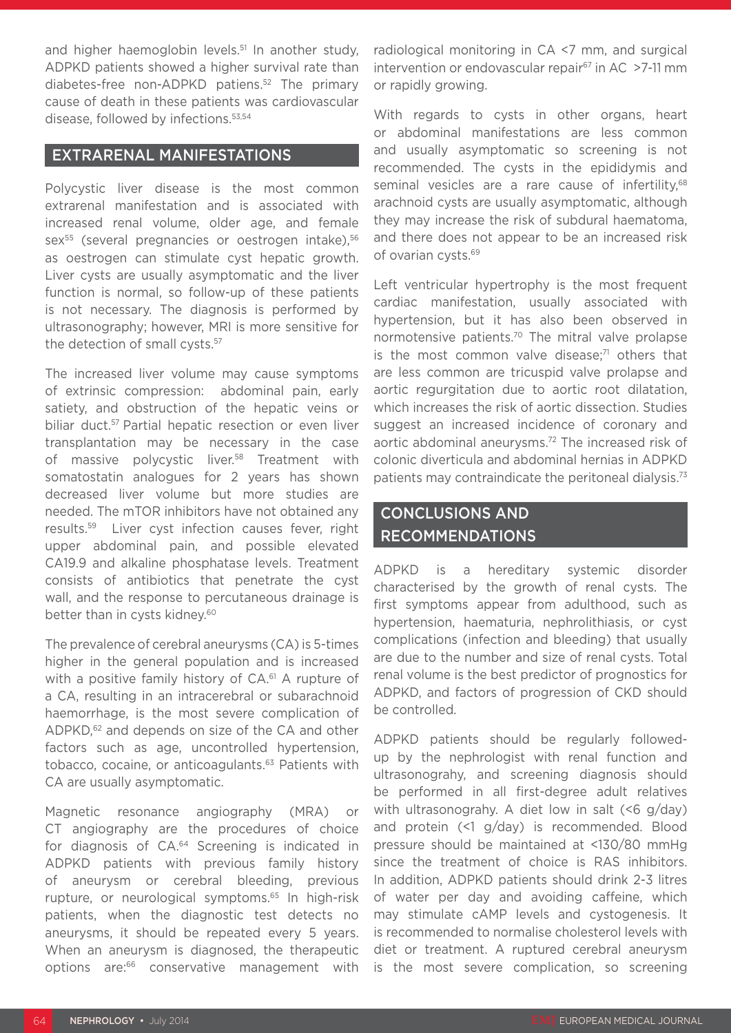and higher haemoglobin levels.[51] In another study, ADPKD patients showed a higher survival rate than diabetes-free non-ADPKD patiens.[52] The primary cause of death in these patients was cardiovascular disease, followed by infections.[53,54]

## EXTRARENAL MANIFESTATIONS

Polycystic liver disease is the most common extrarenal manifestation and is associated with increased renal volume, older age, and female sex[55] (several pregnancies or oestrogen intake),[56] as oestrogen can stimulate cyst hepatic growth. Liver cysts are usually asymptomatic and the liver function is normal, so follow-up of these patients is not necessary. The diagnosis is performed by ultrasonography; however, MRI is more sensitive for the detection of small cysts.[57]

The increased liver volume may cause symptoms of extrinsic compression: abdominal pain, early satiety, and obstruction of the hepatic veins or biliar duct.[57] Partial hepatic resection or even liver transplantation may be necessary in the case of massive polycystic liver.[58] Treatment with somatostatin analogues for 2 years has shown decreased liver volume but more studies are needed. The mTOR inhibitors have not obtained any results.[59] Liver cyst infection causes fever, right upper abdominal pain, and possible elevated CA19.9 and alkaline phosphatase levels. Treatment consists of antibiotics that penetrate the cyst wall, and the response to percutaneous drainage is better than in cysts kidney.[60]

The prevalence of cerebral aneurysms (CA) is 5-times higher in the general population and is increased with a positive family history of CA.[61] A rupture of a CA, resulting in an intracerebral or subarachnoid haemorrhage, is the most severe complication of ADPKD,[62] and depends on size of the CA and other factors such as age, uncontrolled hypertension, tobacco, cocaine, or anticoagulants.[63] Patients with CA are usually asymptomatic.

Magnetic resonance angiography (MRA) or CT angiography are the procedures of choice for diagnosis of CA.[64] Screening is indicated in ADPKD patients with previous family history of aneurysm or cerebral bleeding, previous rupture, or neurological symptoms.[65] In high-risk patients, when the diagnostic test detects no aneurysms, it should be repeated every 5 years. When an aneurysm is diagnosed, the therapeutic options are:[66] conservative management with radiological monitoring in CA <7 mm, and surgical intervention or endovascular repair[67] in AC >7-11 mm or rapidly growing.

With regards to cysts in other organs, heart or abdominal manifestations are less common and usually asymptomatic so screening is not recommended. The cysts in the epididymis and seminal vesicles are a rare cause of infertility,[68] arachnoid cysts are usually asymptomatic, although they may increase the risk of subdural haematoma, and there does not appear to be an increased risk of ovarian cysts.[69]

Left ventricular hypertrophy is the most frequent cardiac manifestation, usually associated with hypertension, but it has also been observed in normotensive patients.[70] The mitral valve prolapse is the most common valve disease;[71] others that are less common are tricuspid valve prolapse and aortic regurgitation due to aortic root dilatation, which increases the risk of aortic dissection. Studies suggest an increased incidence of coronary and aortic abdominal aneurysms.[72] The increased risk of colonic diverticula and abdominal hernias in ADPKD patients may contraindicate the peritoneal dialysis.[73]

## CONCLUSIONS AND RECOMMENDATIONS

ADPKD is a hereditary systemic disorder characterised by the growth of renal cysts. The first symptoms appear from adulthood, such as hypertension, haematuria, nephrolithiasis, or cyst complications (infection and bleeding) that usually are due to the number and size of renal cysts. Total renal volume is the best predictor of prognostics for ADPKD, and factors of progression of CKD should be controlled.

ADPKD patients should be regularly followed-up by the nephrologist with renal function and ultrasonograhy, and screening diagnosis should be performed in all first-degree adult relatives with ultrasonograhy. A diet low in salt (<6 g/day) and protein (<1 g/day) is recommended. Blood pressure should be maintained at <130/80 mmHg since the treatment of choice is RAS inhibitors. In addition, ADPKD patients should drink 2-3 litres of water per day and avoiding caffeine, which may stimulate cAMP levels and cystogenesis. It is recommended to normalise cholesterol levels with diet or treatment. A ruptured cerebral aneurysm is the most severe complication, so screening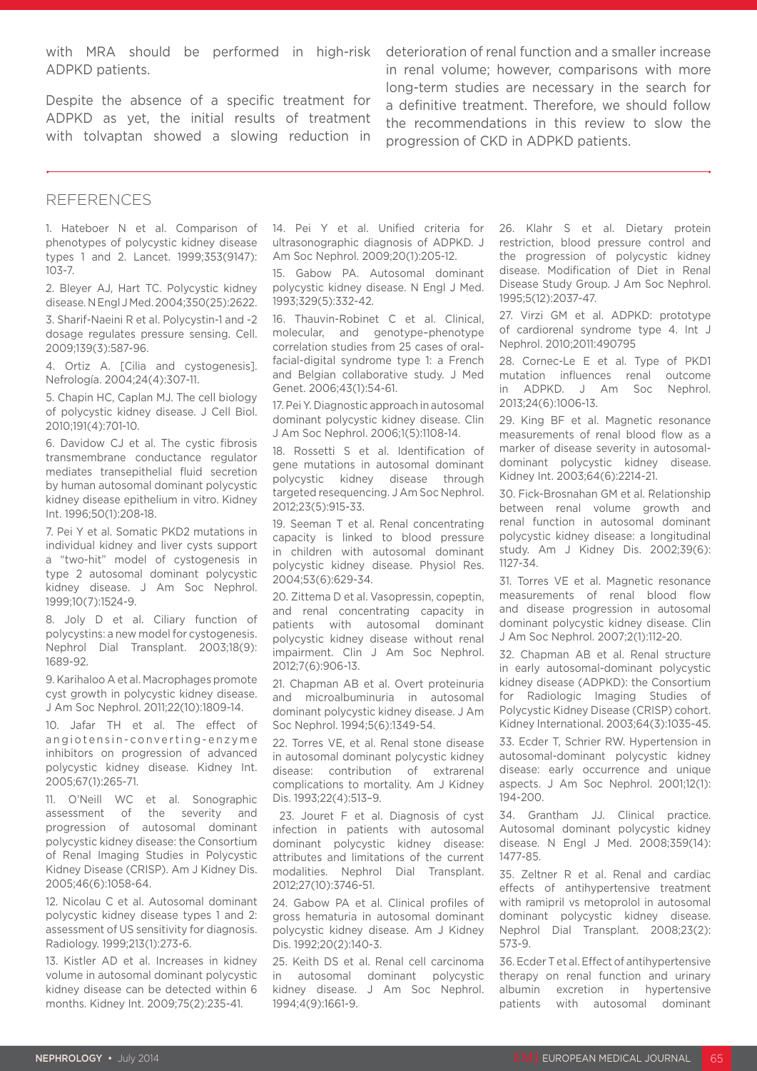with MRA should be performed in high-risk ADPKD patients.

Despite the absence of a specific treatment for ADPKD as yet, the initial results of treatment with tolvaptan showed a slowing reduction in deterioration of renal function and a smaller increase in renal volume; however, comparisons with more long-term studies are necessary in the search for a definitive treatment. Therefore, we should follow the recommendations in this review to slow the progression of CKD in ADPKD patients.

## REFERENCES

1. Hateboer N et al. Comparison of phenotypes of polycystic kidney disease types 1 and 2. Lancet. 1999;353(9147): 103-7.

2. Bleyer AJ, Hart TC. Polycystic kidney disease. N Engl J Med. 2004;350(25):2622.

3. Sharif-Naeini R et al. Polycystin-1 and -2 dosage regulates pressure sensing. Cell. 2009;139(3):587-96.

4. Ortiz A. [Cilia and cystogenesis]. Nefrología. 2004;24(4):307-11.

5. Chapin HC, Caplan MJ. The cell biology of polycystic kidney disease. J Cell Biol. 2010;191(4):701-10.

6. Davidow CJ et al. The cystic fibrosis transmembrane conductance regulator mediates transepithelial fluid secretion by human autosomal dominant polycystic kidney disease epithelium in vitro. Kidney Int. 1996;50(1):208-18.

7. Pei Y et al. Somatic PKD2 mutations in individual kidney and liver cysts support a "two-hit" model of cystogenesis in type 2 autosomal dominant polycystic kidney disease. J Am Soc Nephrol. 1999;10(7):1524-9.

8. Joly D et al. Ciliary function of polycystins: a new model for cystogenesis. Nephrol Dial Transplant. 2003;18(9): 1689-92.

9. Karihaloo A et al. Macrophages promote cyst growth in polycystic kidney disease. J Am Soc Nephrol. 2011;22(10):1809-14.

10. Jafar TH et al. The effect of angiotensin-converting-enzyme inhibitors on progression of advanced polycystic kidney disease. Kidney Int. 2005;67(1):265-71.

11. O'Neill WC et al. Sonographic assessment of the severity and progression of autosomal dominant polycystic kidney disease: the Consortium of Renal Imaging Studies in Polycystic Kidney Disease (CRISP). Am J Kidney Dis. 2005;46(6):1058-64.

12. Nicolau C et al. Autosomal dominant polycystic kidney disease types 1 and 2: assessment of US sensitivity for diagnosis. Radiology. 1999;213(1):273-6.

13. Kistler AD et al. Increases in kidney volume in autosomal dominant polycystic kidney disease can be detected within 6 months. Kidney Int. 2009;75(2):235-41.

14. Pei Y et al. Unified criteria for ultrasonographic diagnosis of ADPKD. J Am Soc Nephrol. 2009;20(1):205-12.

15. Gabow PA. Autosomal dominant polycystic kidney disease. N Engl J Med. 1993;329(5):332-42.

16. Thauvin-Robinet C et al. Clinical, molecular, and genotype–phenotype correlation studies from 25 cases of oral-facial-digital syndrome type 1: a French and Belgian collaborative study. J Med Genet. 2006;43(1):54-61.

17. Pei Y. Diagnostic approach in autosomal dominant polycystic kidney disease. Clin J Am Soc Nephrol. 2006;1(5):1108-14.

18. Rossetti S et al. Identification of gene mutations in autosomal dominant polycystic kidney disease through targeted resequencing. J Am Soc Nephrol. 2012;23(5):915-33.

19. Seeman T et al. Renal concentrating capacity is linked to blood pressure in children with autosomal dominant polycystic kidney disease. Physiol Res. 2004;53(6):629-34.

20. Zittema D et al. Vasopressin, copeptin, and renal concentrating capacity in patients with autosomal dominant polycystic kidney disease without renal impairment. Clin J Am Soc Nephrol. 2012;7(6):906-13.

21. Chapman AB et al. Overt proteinuria and microalbuminuria in autosomal dominant polycystic kidney disease. J Am Soc Nephrol. 1994;5(6):1349-54.

22. Torres VE, et al. Renal stone disease in autosomal dominant polycystic kidney disease: contribution of extrarenal complications to mortality. Am J Kidney Dis. 1993;22(4):513–9.

23. Jouret F et al. Diagnosis of cyst infection in patients with autosomal dominant polycystic kidney disease: attributes and limitations of the current modalities. Nephrol Dial Transplant. 2012;27(10):3746-51.

24. Gabow PA et al. Clinical profiles of gross hematuria in autosomal dominant polycystic kidney disease. Am J Kidney Dis. 1992;20(2):140-3.

25. Keith DS et al. Renal cell carcinoma in autosomal dominant polycystic kidney disease. J Am Soc Nephrol. 1994;4(9):1661-9.

26. Klahr S et al. Dietary protein restriction, blood pressure control and the progression of polycystic kidney disease. Modification of Diet in Renal Disease Study Group. J Am Soc Nephrol. 1995;5(12):2037-47.

27. Virzi GM et al. ADPKD: prototype of cardiorenal syndrome type 4. Int J Nephrol. 2010;2011:490795

28. Cornec-Le E et al. Type of PKD1 mutation influences renal outcome in ADPKD. J Am Soc Nephrol. 2013;24(6):1006-13.

29. King BF et al. Magnetic resonance measurements of renal blood flow as a marker of disease severity in autosomal-dominant polycystic kidney disease. Kidney Int. 2003;64(6):2214-21.

30. Fick-Brosnahan GM et al. Relationship between renal volume growth and renal function in autosomal dominant polycystic kidney disease: a longitudinal study. Am J Kidney Dis. 2002;39(6): 1127-34.

31. Torres VE et al. Magnetic resonance measurements of renal blood flow and disease progression in autosomal dominant polycystic kidney disease. Clin J Am Soc Nephrol. 2007;2(1):112-20.

32. Chapman AB et al. Renal structure in early autosomal-dominant polycystic kidney disease (ADPKD): the Consortium for Radiologic Imaging Studies of Polycystic Kidney Disease (CRISP) cohort. Kidney International. 2003;64(3):1035-45.

33. Ecder T, Schrier RW. Hypertension in autosomal-dominant polycystic kidney disease: early occurrence and unique aspects. J Am Soc Nephrol. 2001;12(1): 194-200.

34. Grantham JJ. Clinical practice. Autosomal dominant polycystic kidney disease. N Engl J Med. 2008;359(14): 1477-85.

35. Zeltner R et al. Renal and cardiac effects of antihypertensive treatment with ramipril vs metoprolol in autosomal dominant polycystic kidney disease. Nephrol Dial Transplant. 2008;23(2): 573-9.

36. Ecder T et al. Effect of antihypertensive therapy on renal function and urinary albumin excretion in hypertensive patients with autosomal dominant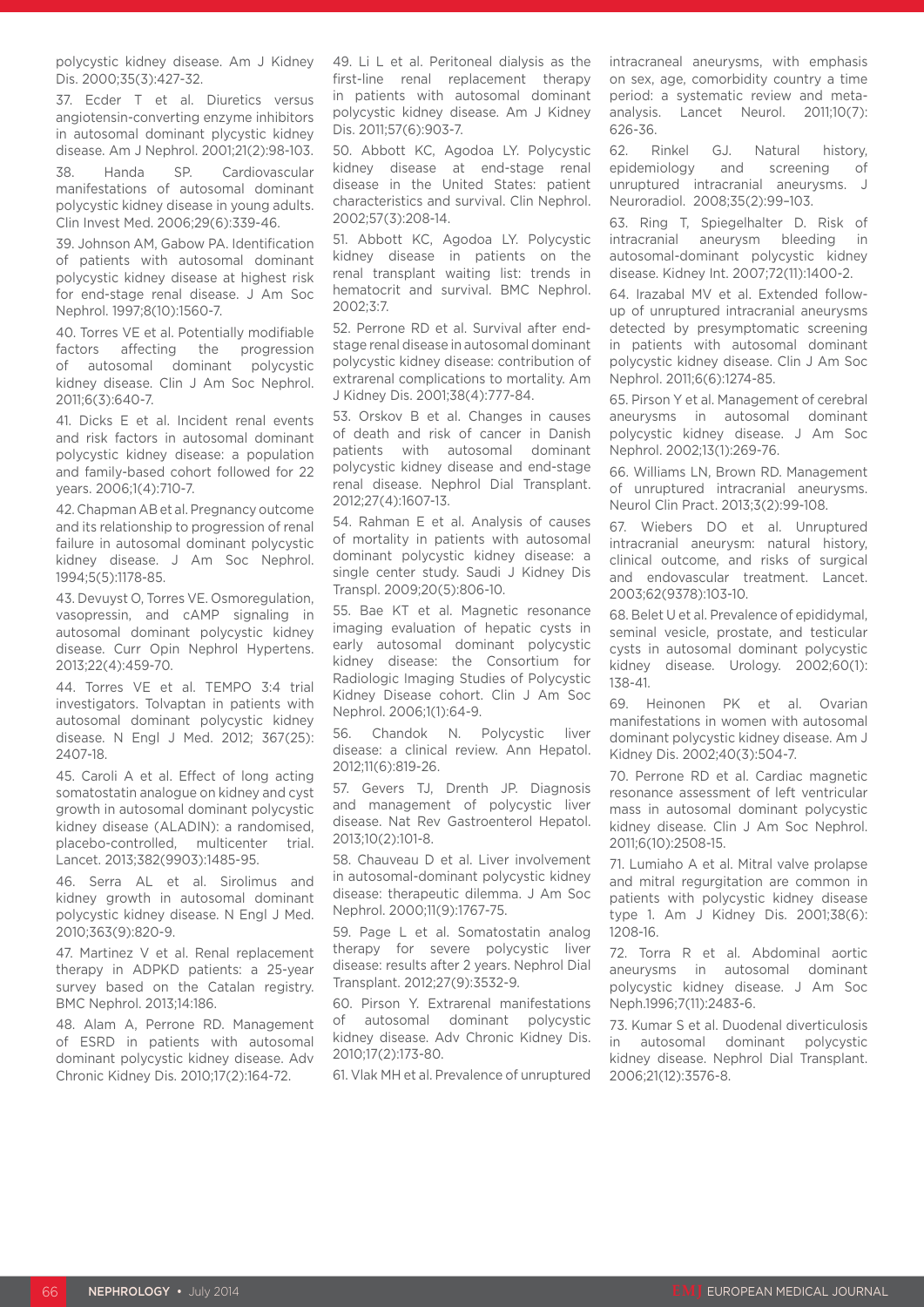polycystic kidney disease. Am J Kidney Dis. 2000;35(3):427-32.

37. Ecder T et al. Diuretics versus angiotensin-converting enzyme inhibitors in autosomal dominant plycystic kidney disease. Am J Nephrol. 2001;21(2):98-103.

38. Handa SP. Cardiovascular manifestations of autosomal dominant polycystic kidney disease in young adults. Clin Invest Med. 2006;29(6):339-46.

39. Johnson AM, Gabow PA. Identification of patients with autosomal dominant polycystic kidney disease at highest risk for end-stage renal disease. J Am Soc Nephrol. 1997;8(10):1560-7.

40. Torres VE et al. Potentially modifiable factors affecting the progression of autosomal dominant polycystic kidney disease. Clin J Am Soc Nephrol. 2011;6(3):640-7.

41. Dicks E et al. Incident renal events and risk factors in autosomal dominant polycystic kidney disease: a population and family-based cohort followed for 22 years. 2006;1(4):710-7.

42. Chapman AB et al. Pregnancy outcome and its relationship to progression of renal failure in autosomal dominant polycystic kidney disease. J Am Soc Nephrol. 1994;5(5):1178-85.

43. Devuyst O, Torres VE. Osmoregulation, vasopressin, and cAMP signaling in autosomal dominant polycystic kidney disease. Curr Opin Nephrol Hypertens. 2013;22(4):459-70.

44. Torres VE et al. TEMPO 3:4 trial investigators. Tolvaptan in patients with autosomal dominant polycystic kidney disease. N Engl J Med. 2012; 367(25): 2407-18.

45. Caroli A et al. Effect of long acting somatostatin analogue on kidney and cyst growth in autosomal dominant polycystic kidney disease (ALADIN): a randomised, placebo-controlled, multicenter trial. Lancet. 2013;382(9903):1485-95.

46. Serra AL et al. Sirolimus and kidney growth in autosomal dominant polycystic kidney disease. N Engl J Med. 2010;363(9):820-9.

47. Martinez V et al. Renal replacement therapy in ADPKD patients: a 25-year survey based on the Catalan registry. BMC Nephrol. 2013;14:186.

48. Alam A, Perrone RD. Management of ESRD in patients with autosomal dominant polycystic kidney disease. Adv Chronic Kidney Dis. 2010;17(2):164-72.

49. Li L et al. Peritoneal dialysis as the first-line renal replacement therapy in patients with autosomal dominant polycystic kidney disease. Am J Kidney Dis. 2011;57(6):903-7.

50. Abbott KC, Agodoa LY. Polycystic kidney disease at end-stage renal disease in the United States: patient characteristics and survival. Clin Nephrol. 2002;57(3):208-14.

51. Abbott KC, Agodoa LY. Polycystic kidney disease in patients on the renal transplant waiting list: trends in hematocrit and survival. BMC Nephrol. 2002;3:7.

52. Perrone RD et al. Survival after end-stage renal disease in autosomal dominant polycystic kidney disease: contribution of extrarenal complications to mortality. Am J Kidney Dis. 2001;38(4):777-84.

53. Orskov B et al. Changes in causes of death and risk of cancer in Danish patients with autosomal dominant polycystic kidney disease and end-stage renal disease. Nephrol Dial Transplant. 2012;27(4):1607-13.

54. Rahman E et al. Analysis of causes of mortality in patients with autosomal dominant polycystic kidney disease: a single center study. Saudi J Kidney Dis Transpl. 2009;20(5):806-10.

55. Bae KT et al. Magnetic resonance imaging evaluation of hepatic cysts in early autosomal dominant polycystic kidney disease: the Consortium for Radiologic Imaging Studies of Polycystic Kidney Disease cohort. Clin J Am Soc Nephrol. 2006;1(1):64-9.

56. Chandok N. Polycystic liver disease: a clinical review. Ann Hepatol. 2012;11(6):819-26.

57. Gevers TJ, Drenth JP. Diagnosis and management of polycystic liver disease. Nat Rev Gastroenterol Hepatol. 2013;10(2):101-8.

58. Chauveau D et al. Liver involvement in autosomal-dominant polycystic kidney disease: therapeutic dilemma. J Am Soc Nephrol. 2000;11(9):1767-75.

59. Page L et al. Somatostatin analog therapy for severe polycystic liver disease: results after 2 years. Nephrol Dial Transplant. 2012;27(9):3532-9.

60. Pirson Y. Extrarenal manifestations of autosomal dominant polycystic kidney disease. Adv Chronic Kidney Dis. 2010;17(2):173-80.

61. Vlak MH et al. Prevalence of unruptured intracraneal aneurysms, with emphasis on sex, age, comorbidity country a time period: a systematic review and meta-analysis. Lancet Neurol. 2011;10(7): 626-36.

62. Rinkel GJ. Natural history, epidemiology and screening of unruptured intracranial aneurysms. J Neuroradiol. 2008;35(2):99–103.

63. Ring T, Spiegelhalter D. Risk of intracranial aneurysm bleeding in autosomal-dominant polycystic kidney disease. Kidney Int. 2007;72(11):1400-2.

64. Irazabal MV et al. Extended follow-up of unruptured intracranial aneurysms detected by presymptomatic screening in patients with autosomal dominant polycystic kidney disease. Clin J Am Soc Nephrol. 2011;6(6):1274-85.

65. Pirson Y et al. Management of cerebral aneurysms in autosomal dominant polycystic kidney disease. J Am Soc Nephrol. 2002;13(1):269-76.

66. Williams LN, Brown RD. Management of unruptured intracranial aneurysms. Neurol Clin Pract. 2013;3(2):99-108.

67. Wiebers DO et al. Unruptured intracranial aneurysm: natural history, clinical outcome, and risks of surgical and endovascular treatment. Lancet. 2003;62(9378):103-10.

68. Belet U et al. Prevalence of epididymal, seminal vesicle, prostate, and testicular cysts in autosomal dominant polycystic kidney disease. Urology. 2002;60(1): 138-41.

69. Heinonen PK et al. Ovarian manifestations in women with autosomal dominant polycystic kidney disease. Am J Kidney Dis. 2002;40(3):504-7.

70. Perrone RD et al. Cardiac magnetic resonance assessment of left ventricular mass in autosomal dominant polycystic kidney disease. Clin J Am Soc Nephrol. 2011;6(10):2508-15.

71. Lumiaho A et al. Mitral valve prolapse and mitral regurgitation are common in patients with polycystic kidney disease type 1. Am J Kidney Dis. 2001;38(6): 1208-16.

72. Torra R et al. Abdominal aortic aneurysms in autosomal dominant polycystic kidney disease. J Am Soc Neph.1996;7(11):2483-6.

73. Kumar S et al. Duodenal diverticulosis in autosomal dominant polycystic kidney disease. Nephrol Dial Transplant. 2006;21(12):3576-8.